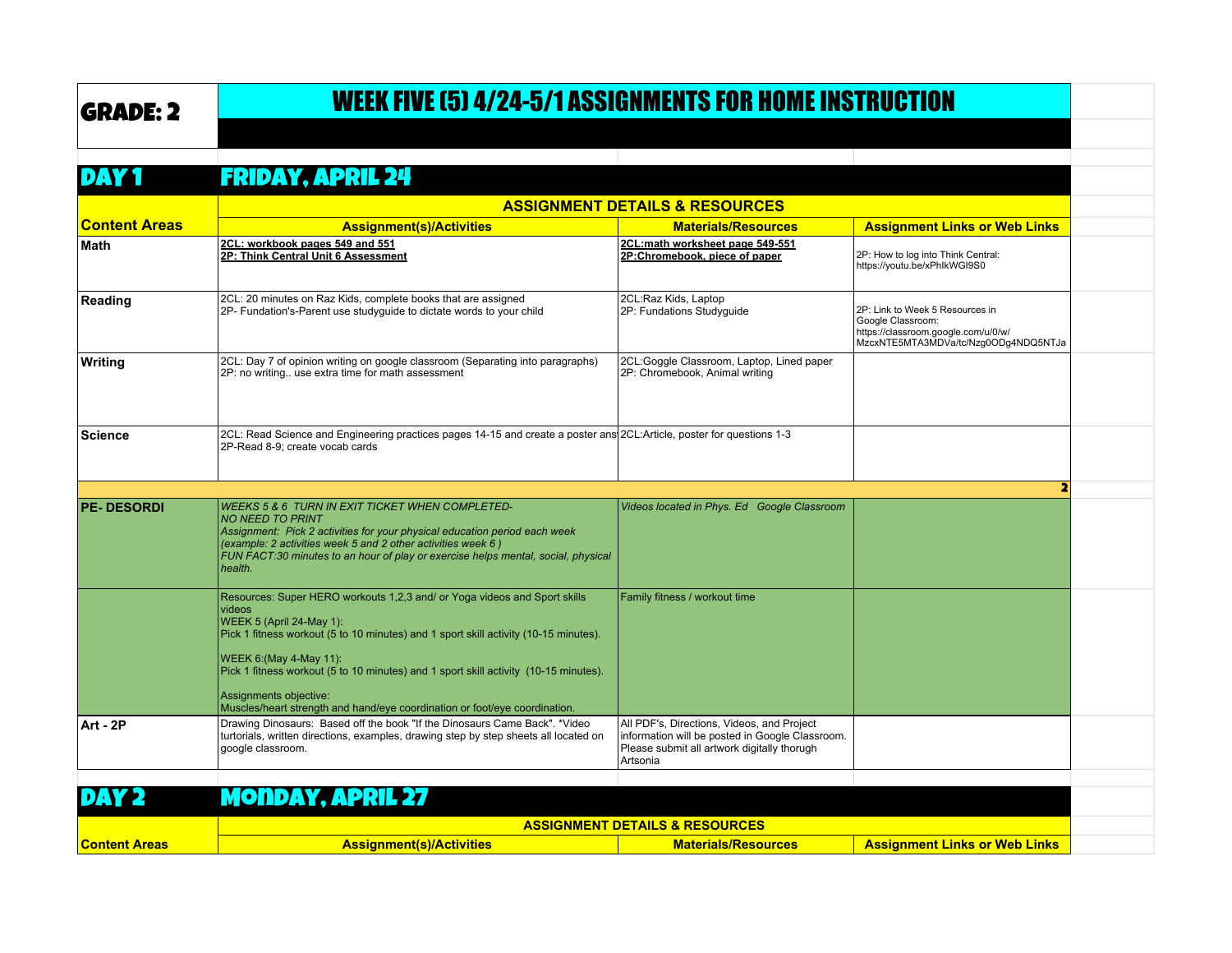# GRADE: 2

# WEEK FIVE (5) 4/24-5/1 ASSIGNMENTS FOR HOME INSTRUCTION

## DAY 1 — FRIDAY, APRIL 24

| Content Areas | Assignment(s)/Activities | Materials/Resources | Assignment Links or Web Links |
|---|---|---|---|
| **Math** | **2CL: workbook pages 549 and 551**<br>**2P: Think Central Unit 6 Assessment** | **2CL:math worksheet page 549-551**<br>**2P:Chromebook, piece of paper** | 2P: How to log into Think Central: https://youtu.be/xPhIkWGI9S0 |
| **Reading** | 2CL: 20 minutes on Raz Kids, complete books that are assigned<br>2P- Fundation's-Parent use studyguide to dictate words to your child | 2CL:Raz Kids, Laptop<br>2P: Fundations Studyguide | 2P: Link to Week 5 Resources in Google Classroom: https://classroom.google.com/u/0/w/MzcxNTE5MTA3MDVa/tc/Nzg0ODg4NDQ5NTJa |
| **Writing** | 2CL: Day 7 of opinion writing on google classroom (Separating into paragraphs)<br>2P: no writing.. use extra time for math assessment | 2CL:Goggle Classroom, Laptop, Lined paper<br>2P: Chromebook, Animal writing | |
| **Science** | 2CL: Read Science and Engineering practices pages 14-15 and create a poster ans<br>2P-Read 8-9; create vocab cards | 2CL:Article, poster for questions 1-3 | |
| **PE- DESORDI** | *WEEKS 5 & 6 TURN IN EXIT TICKET WHEN COMPLETED-*<br>*NO NEED TO PRINT*<br>*Assignment: Pick 2 activities for your physical education period each week (example: 2 activities week 5 and 2 other activities week 6 )*<br>*FUN FACT:30 minutes to an hour of play or exercise helps mental, social, physical health.* | *Videos located in Phys. Ed Google Classroom* | |
| | Resources: Super HERO workouts 1,2,3 and/ or Yoga videos and Sport skills videos<br>WEEK 5 (April 24-May 1):<br>Pick 1 fitness workout (5 to 10 minutes) and 1 sport skill activity (10-15 minutes).<br><br>WEEK 6:(May 4-May 11):<br>Pick 1 fitness workout (5 to 10 minutes) and 1 sport skill activity (10-15 minutes).<br><br>Assignments objective:<br>Muscles/heart strength and hand/eye coordination or foot/eye coordination. | Family fitness / workout time | |
| **Art - 2P** | Drawing Dinosaurs: Based off the book "If the Dinosaurs Came Back". *Video turtorials, written directions, examples, drawing step by step sheets all located on google classroom. | All PDF's, Directions, Videos, and Project information will be posted in Google Classroom. Please submit all artwork digitally thorugh Artsonia | |

## DAY 2 — MONDAY, APRIL 27

| Content Areas | Assignment(s)/Activities | Materials/Resources | Assignment Links or Web Links |
|---|---|---|---|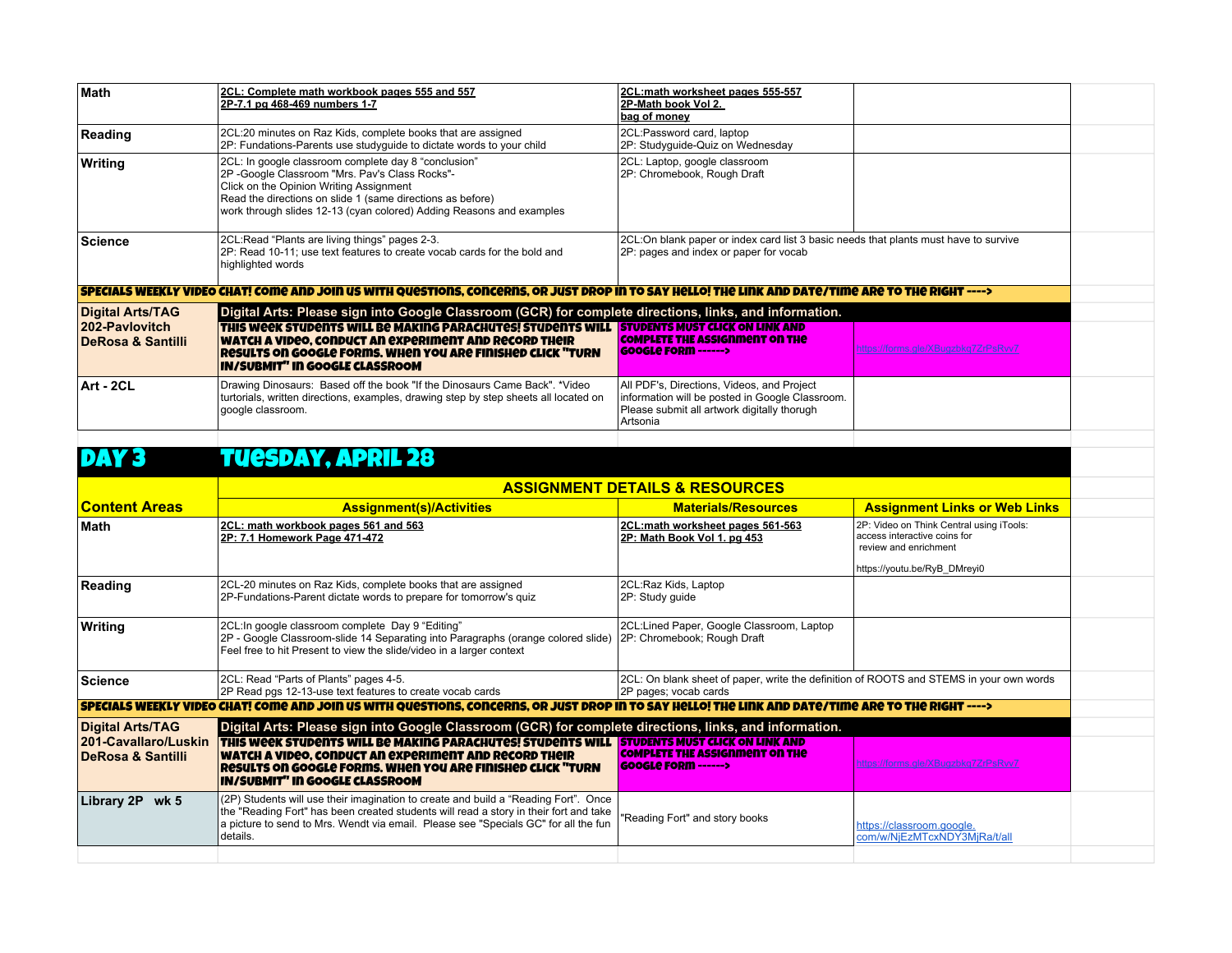| Math | **2CL: Complete math workbook pages 555 and 557**<br>**2P-7.1 pg 468-469 numbers 1-7** | **2CL:math worksheet pages 555-557**<br>**2P-Math book Vol 2.**<br>**bag of money** | | |
|---|---|---|---|---|
| **Reading** | 2CL:20 minutes on Raz Kids, complete books that are assigned<br>2P: Fundations-Parents use studyguide to dictate words to your child | 2CL:Password card, laptop<br>2P: Studyguide-Quiz on Wednesday | | |
| **Writing** | 2CL: In google classroom complete day 8 "conclusion"<br>2P -Google Classroom "Mrs. Pav's Class Rocks"-<br>Click on the Opinion Writing Assignment<br>Read the directions on slide 1 (same directions as before)<br>work through slides 12-13 (cyan colored) Adding Reasons and examples | 2CL: Laptop, google classroom<br>2P: Chromebook, Rough Draft | | |
| **Science** | 2CL:Read "Plants are living things" pages 2-3.<br>2P: Read 10-11; use text features to create vocab cards for the bold and highlighted words | 2CL:On blank paper or index card list 3 basic needs that plants must have to survive<br>2P: pages and index or paper for vocab | | |
| **SPECIALS WEEKLY VIDEO CHAT! COME AND JOIN US WITH QUESTIONS, CONCERNS, OR JUST DROP IN TO SAY HELLO! THE LINK AND DATE/TIME ARE TO THE RIGHT ---->** | | | | |
| **Digital Arts/TAG**<br>**202-Pavlovitch**<br>**DeRosa & Santilli** | **Digital Arts: Please sign into Google Classroom (GCR) for complete directions, links, and information.**<br>**THIS WEEK STUDENTS WILL BE MAKING PARACHUTES! STUDENTS WILL WATCH A VIDEO, CONDUCT AN EXPERIMENT AND RECORD THEIR RESULTS ON GOOGLE FORMS. WHEN YOU ARE FINISHED CLICK "TURN IN/SUBMIT" IN GOOGLE CLASSROOM** | **STUDENTS MUST CLICK ON LINK AND COMPLETE THE ASSIGNMENT ON THE GOOGLE FORM ------>** | https://forms.gle/XBugzbkq7ZrPsRvv7 | |
| **Art - 2CL** | Drawing Dinosaurs: Based off the book "If the Dinosaurs Came Back". *Video turtorials, written directions, examples, drawing step by step sheets all located on google classroom. | All PDF's, Directions, Videos, and Project information will be posted in Google Classroom. Please submit all artwork digitally thorugh Artsonia | | |

# DAY 3 TUESDAY, APRIL 28

| Content Areas | ASSIGNMENT DETAILS & RESOURCES | | | |
|---|---|---|---|---|
| | **Assignment(s)/Activities** | **Materials/Resources** | **Assignment Links or Web Links** | |
| **Math** | **2CL: math workbook pages 561 and 563**<br>**2P: 7.1 Homework Page 471-472** | **2CL:math worksheet pages 561-563**<br>**2P: Math Book Vol 1. pg 453** | 2P: Video on Think Central using iTools: access interactive coins for review and enrichment<br><br>https://youtu.be/RyB_DMreyi0 | |
| **Reading** | 2CL-20 minutes on Raz Kids, complete books that are assigned<br>2P-Fundations-Parent dictate words to prepare for tomorrow's quiz | 2CL:Raz Kids, Laptop<br>2P: Study guide | | |
| **Writing** | 2CL:In google classroom complete Day 9 "Editing"<br>2P - Google Classroom-slide 14 Separating into Paragraphs (orange colored slide)<br>Feel free to hit Present to view the slide/video in a larger context | 2CL:Lined Paper, Google Classroom, Laptop<br>2P: Chromebook; Rough Draft | | |
| **Science** | 2CL: Read "Parts of Plants" pages 4-5.<br>2P Read pgs 12-13-use text features to create vocab cards | 2CL: On blank sheet of paper, write the definition of ROOTS and STEMS in your own words<br>2P pages; vocab cards | | |
| **SPECIALS WEEKLY VIDEO CHAT! COME AND JOIN US WITH QUESTIONS, CONCERNS, OR JUST DROP IN TO SAY HELLO! THE LINK AND DATE/TIME ARE TO THE RIGHT ---->** | | | | |
| **Digital Arts/TAG**<br>**201-Cavallaro/Luskin**<br>**DeRosa & Santilli** | **Digital Arts: Please sign into Google Classroom (GCR) for complete directions, links, and information.**<br>**THIS WEEK STUDENTS WILL BE MAKING PARACHUTES! STUDENTS WILL WATCH A VIDEO, CONDUCT AN EXPERIMENT AND RECORD THEIR RESULTS ON GOOGLE FORMS. WHEN YOU ARE FINISHED CLICK "TURN IN/SUBMIT" IN GOOGLE CLASSROOM** | **STUDENTS MUST CLICK ON LINK AND COMPLETE THE ASSIGNMENT ON THE GOOGLE FORM ------>** | https://forms.gle/XBugzbkq7ZrPsRvv7 | |
| **Library 2P wk 5** | (2P) Students will use their imagination to create and build a "Reading Fort". Once the "Reading Fort" has been created students will read a story in their fort and take a picture to send to Mrs. Wendt via email. Please see "Specials GC" for all the fun details. | "Reading Fort" and story books | https://classroom.google.com/w/NjEzMTcxNDY3MjRa/t/all | |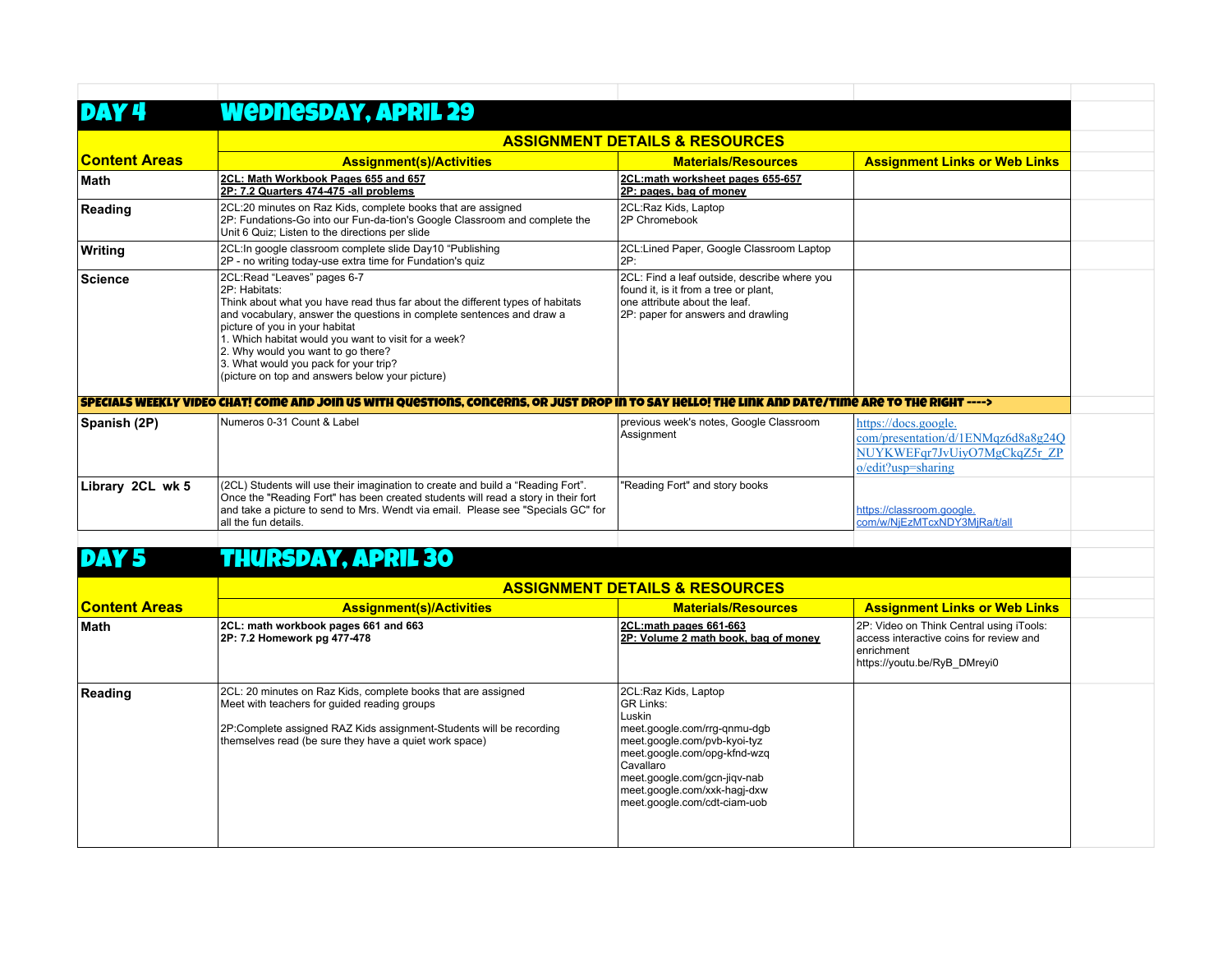## DAY 4 — Wednesday, April 29

| Content Areas | Assignment(s)/Activities | Materials/Resources | Assignment Links or Web Links |
|---|---|---|---|
| | **ASSIGNMENT DETAILS & RESOURCES** | | |
| **Math** | **2CL: Math Workbook Pages 655 and 657**<br>**2P: 7.2 Quarters 474-475 -all problems** | **2CL:math worksheet pages 655-657**<br>**2P: pages, bag of money** | |
| **Reading** | 2CL:20 minutes on Raz Kids, complete books that are assigned<br>2P: Fundations-Go into our Fun-da-tion's Google Classroom and complete the Unit 6 Quiz; Listen to the directions per slide | 2CL:Raz Kids, Laptop<br>2P Chromebook | |
| **Writing** | 2CL:In google classroom complete slide Day10 "Publishing<br>2P - no writing today-use extra time for Fundation's quiz | 2CL:Lined Paper, Google Classroom Laptop<br>2P: | |
| **Science** | 2CL:Read "Leaves" pages 6-7<br>2P: Habitats:<br>Think about what you have read thus far about the different types of habitats and vocabulary, answer the questions in complete sentences and draw a picture of you in your habitat<br>1. Which habitat would you want to visit for a week?<br>2. Why would you want to go there?<br>3. What would you pack for your trip?<br>(picture on top and answers below your picture) | 2CL: Find a leaf outside, describe where you found it, is it from a tree or plant, one attribute about the leaf.<br>2P: paper for answers and drawling | |
| **SPECIALS WEEKLY VIDEO CHAT! COME AND JOIN US WITH QUESTIONS, CONCERNS, OR JUST DROP IN TO SAY HELLO! THE LINK AND DATE/TIME ARE TO THE RIGHT ---->** | | | |
| **Spanish (2P)** | Numeros 0-31 Count & Label | previous week's notes, Google Classroom Assignment | https://docs.google.com/presentation/d/1ENMqz6d8a8g24QNUYKWEFqr7JvUiyO7MgCkqZ5r_ZPo/edit?usp=sharing |
| **Library 2CL wk 5** | (2CL) Students will use their imagination to create and build a "Reading Fort". Once the "Reading Fort" has been created students will read a story in their fort and take a picture to send to Mrs. Wendt via email. Please see "Specials GC" for all the fun details. | "Reading Fort" and story books | https://classroom.google.com/w/NjEzMTcxNDY3MjRa/t/all |

## DAY 5 — Thursday, April 30

| Content Areas | Assignment(s)/Activities | Materials/Resources | Assignment Links or Web Links |
|---|---|---|---|
| | **ASSIGNMENT DETAILS & RESOURCES** | | |
| **Math** | **2CL: math workbook pages 661 and 663**<br>**2P: 7.2 Homework pg 477-478** | **2CL:math pages 661-663**<br>**2P: Volume 2 math book, bag of money** | 2P: Video on Think Central using iTools: access interactive coins for review and enrichment<br>https://youtu.be/RyB_DMreyi0 |
| **Reading** | 2CL: 20 minutes on Raz Kids, complete books that are assigned<br>Meet with teachers for guided reading groups<br><br>2P:Complete assigned RAZ Kids assignment-Students will be recording themselves read (be sure they have a quiet work space) | 2CL:Raz Kids, Laptop<br>GR Links:<br>Luskin<br>meet.google.com/rrg-qnmu-dgb<br>meet.google.com/pvb-kyoi-tyz<br>meet.google.com/opg-kfnd-wzq<br>Cavallaro<br>meet.google.com/gcn-jiqv-nab<br>meet.google.com/xxk-hagj-dxw<br>meet.google.com/cdt-ciam-uob | |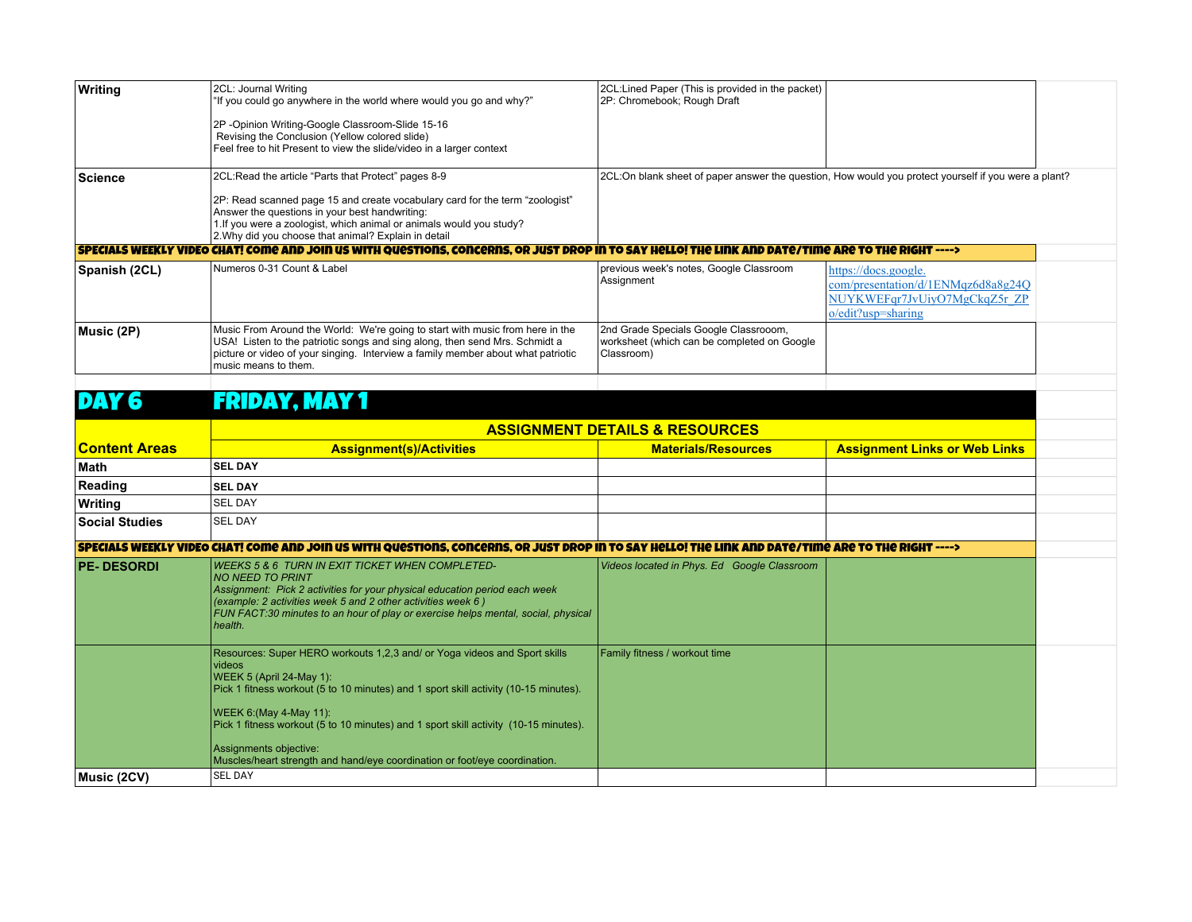| | | | |
|---|---|---|---|
| **Writing** | 2CL: Journal Writing<br>"If you could go anywhere in the world where would you go and why?"<br><br>2P -Opinion Writing-Google Classroom-Slide 15-16<br>Revising the Conclusion (Yellow colored slide)<br>Feel free to hit Present to view the slide/video in a larger context | 2CL:Lined Paper (This is provided in the packet)<br>2P: Chromebook; Rough Draft | |
| **Science** | 2CL:Read the article "Parts that Protect" pages 8-9<br><br>2P: Read scanned page 15 and create vocabulary card for the term "zoologist"<br>Answer the questions in your best handwriting:<br>1.If you were a zoologist, which animal or animals would you study?<br>2.Why did you choose that animal? Explain in detail | 2CL:On blank sheet of paper answer the question, How would you protect yourself if you were a plant? | |
| **SPECIALS WEEKLY VIDEO CHAT! Come and join us with questions, concerns, or just drop in to say hello! The link and date/time are to the right ---->** | | | |
| **Spanish (2CL)** | Numeros 0-31 Count & Label | previous week's notes, Google Classroom Assignment | https://docs.google.com/presentation/d/1ENMqz6d8a8g24QNUYKWEFqr7JvUiyO7MgCkqZ5r_ZPo/edit?usp=sharing |
| **Music (2P)** | Music From Around the World: We're going to start with music from here in the USA! Listen to the patriotic songs and sing along, then send Mrs. Schmidt a picture or video of your singing. Interview a family member about what patriotic music means to them. | 2nd Grade Specials Google Classrooom, worksheet (which can be completed on Google Classroom) | |

# DAY 6 FRIDAY, MAY 1

| | ASSIGNMENT DETAILS & RESOURCES | | |
|---|---|---|---|
| **Content Areas** | **Assignment(s)/Activities** | **Materials/Resources** | **Assignment Links or Web Links** |
| **Math** | **SEL DAY** | | |
| **Reading** | **SEL DAY** | | |
| **Writing** | SEL DAY | | |
| **Social Studies** | SEL DAY | | |
| **SPECIALS WEEKLY VIDEO CHAT! Come and join us with questions, concerns, or just drop in to say hello! The link and date/time are to the right ---->** | | | |
| **PE- DESORDI** | *WEEKS 5 & 6 TURN IN EXIT TICKET WHEN COMPLETED-*<br>*NO NEED TO PRINT*<br>*Assignment: Pick 2 activities for your physical education period each week (example: 2 activities week 5 and 2 other activities week 6 )*<br>*FUN FACT:30 minutes to an hour of play or exercise helps mental, social, physical health.* | *Videos located in Phys. Ed Google Classroom* | |
| | Resources: Super HERO workouts 1,2,3 and/ or Yoga videos and Sport skills videos<br>WEEK 5 (April 24-May 1):<br>Pick 1 fitness workout (5 to 10 minutes) and 1 sport skill activity (10-15 minutes).<br><br>WEEK 6:(May 4-May 11):<br>Pick 1 fitness workout (5 to 10 minutes) and 1 sport skill activity (10-15 minutes).<br><br>Assignments objective:<br>Muscles/heart strength and hand/eye coordination or foot/eye coordination. | Family fitness / workout time | |
| **Music (2CV)** | SEL DAY | | |